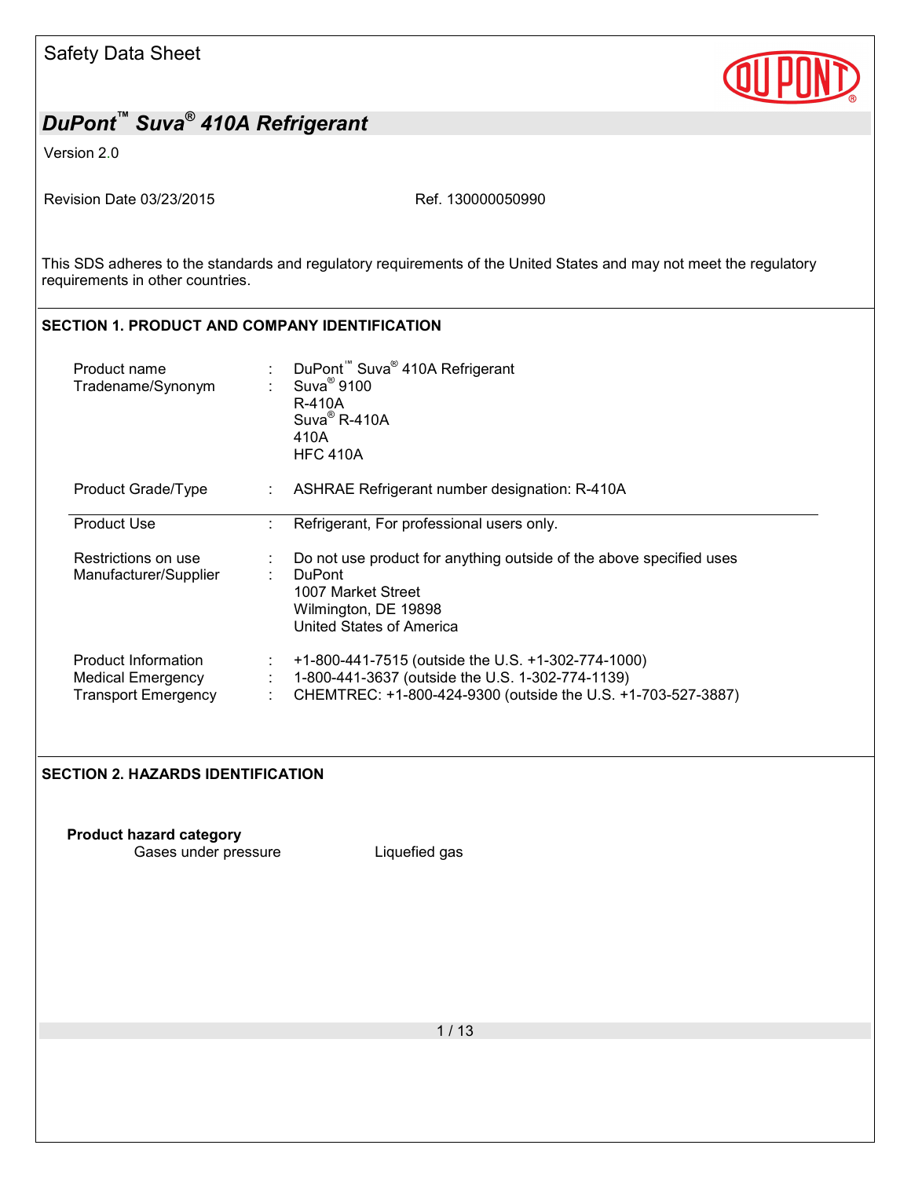Safety Data Sheet

# DuPont™ Suva® 410A Refrigerant

Version 2.0

Revision Date 03/23/2015 Ref. 130000050990

This SDS adheres to the standards and regulatory requirements of the United States and may not meet the regulatory requirements in other countries.

## SECTION 1. PRODUCT AND COMPANY IDENTIFICATION

| | | |
|---|---|---|
| Product name | : | DuPont™ Suva® 410A Refrigerant |
| Tradename/Synonym | : | Suva® 9100<br>R-410A<br>Suva® R-410A<br>410A<br>HFC 410A |
| Product Grade/Type | : | ASHRAE Refrigerant number designation: R-410A |
| Product Use | : | Refrigerant, For professional users only. |
| Restrictions on use | : | Do not use product for anything outside of the above specified uses |
| Manufacturer/Supplier | : | DuPont<br>1007 Market Street<br>Wilmington, DE 19898<br>United States of America |
| Product Information | : | +1-800-441-7515 (outside the U.S. +1-302-774-1000) |
| Medical Emergency | : | 1-800-441-3637 (outside the U.S. 1-302-774-1139) |
| Transport Emergency | : | CHEMTREC: +1-800-424-9300 (outside the U.S. +1-703-527-3887) |

## SECTION 2. HAZARDS IDENTIFICATION

**Product hazard category**

Gases under pressure Liquefied gas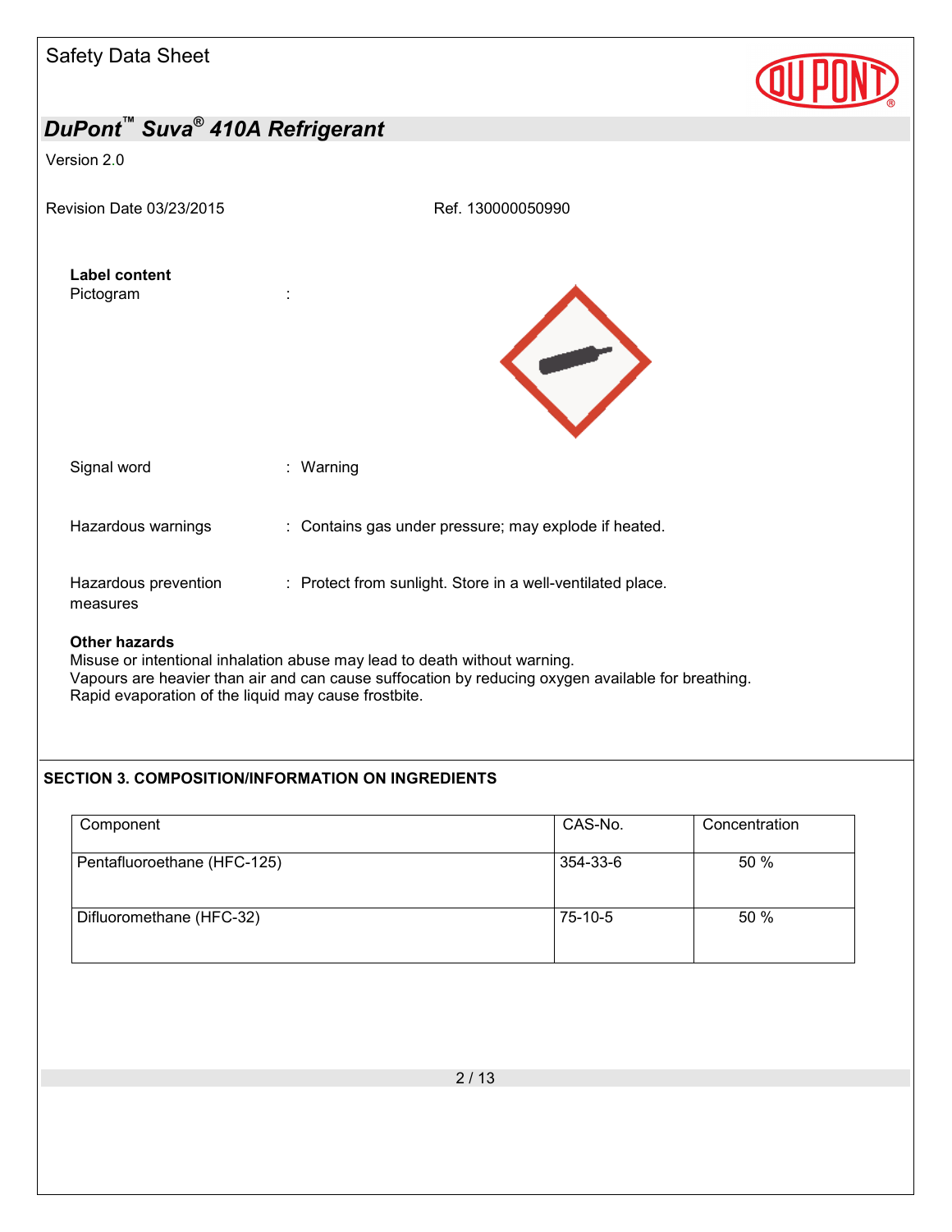**Label content**

Pictogram :

Signal word : Warning

Hazardous warnings : Contains gas under pressure; may explode if heated.

Hazardous prevention measures : Protect from sunlight. Store in a well-ventilated place.

**Other hazards**

Misuse or intentional inhalation abuse may lead to death without warning.
Vapours are heavier than air and can cause suffocation by reducing oxygen available for breathing.
Rapid evaporation of the liquid may cause frostbite.

## SECTION 3. COMPOSITION/INFORMATION ON INGREDIENTS

| Component | CAS-No. | Concentration |
|---|---|---|
| Pentafluoroethane (HFC-125) | 354-33-6 | 50 % |
| Difluoromethane (HFC-32) | 75-10-5 | 50 % |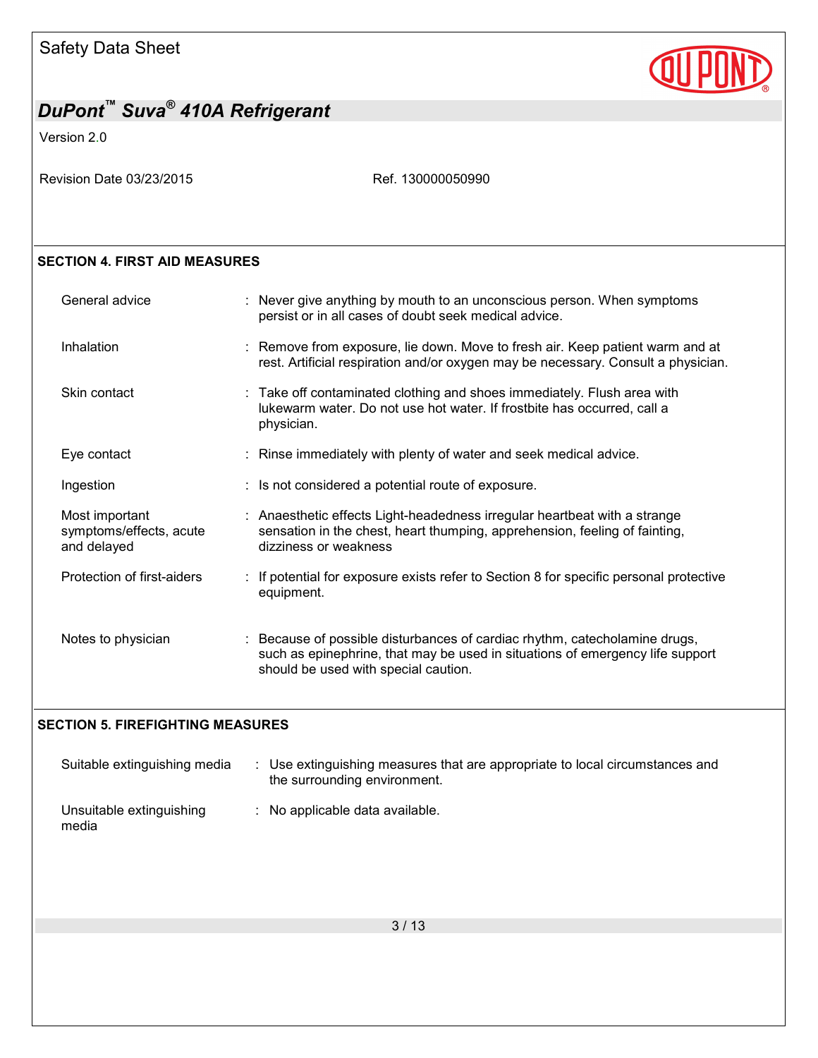## SECTION 4. FIRST AID MEASURES

| | |
|---|---|
| General advice | Never give anything by mouth to an unconscious person. When symptoms persist or in all cases of doubt seek medical advice. |
| Inhalation | Remove from exposure, lie down. Move to fresh air. Keep patient warm and at rest. Artificial respiration and/or oxygen may be necessary. Consult a physician. |
| Skin contact | Take off contaminated clothing and shoes immediately. Flush area with lukewarm water. Do not use hot water. If frostbite has occurred, call a physician. |
| Eye contact | Rinse immediately with plenty of water and seek medical advice. |
| Ingestion | Is not considered a potential route of exposure. |
| Most important symptoms/effects, acute and delayed | Anaesthetic effects Light-headedness irregular heartbeat with a strange sensation in the chest, heart thumping, apprehension, feeling of fainting, dizziness or weakness |
| Protection of first-aiders | If potential for exposure exists refer to Section 8 for specific personal protective equipment. |
| Notes to physician | Because of possible disturbances of cardiac rhythm, catecholamine drugs, such as epinephrine, that may be used in situations of emergency life support should be used with special caution. |

## SECTION 5. FIREFIGHTING MEASURES

| | |
|---|---|
| Suitable extinguishing media | Use extinguishing measures that are appropriate to local circumstances and the surrounding environment. |
| Unsuitable extinguishing media | No applicable data available. |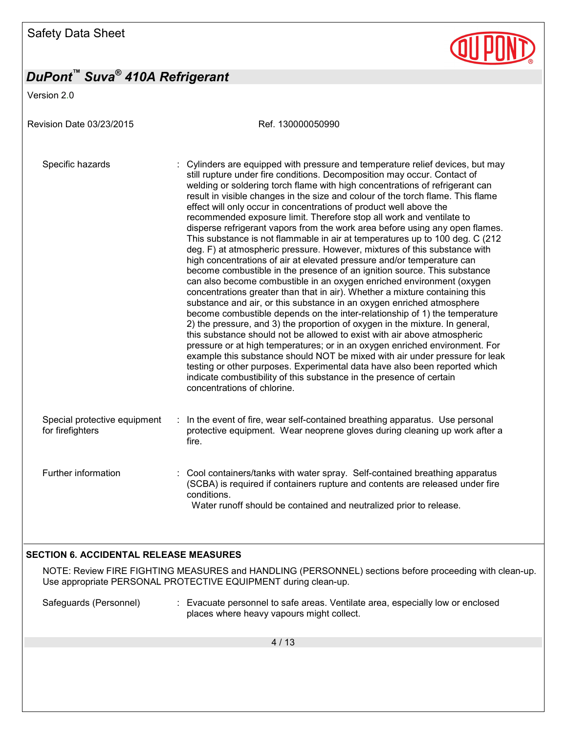| | |
|---|---|
| Specific hazards | : Cylinders are equipped with pressure and temperature relief devices, but may still rupture under fire conditions. Decomposition may occur. Contact of welding or soldering torch flame with high concentrations of refrigerant can result in visible changes in the size and colour of the torch flame. This flame effect will only occur in concentrations of product well above the recommended exposure limit. Therefore stop all work and ventilate to disperse refrigerant vapors from the work area before using any open flames. This substance is not flammable in air at temperatures up to 100 deg. C (212 deg. F) at atmospheric pressure. However, mixtures of this substance with high concentrations of air at elevated pressure and/or temperature can become combustible in the presence of an ignition source. This substance can also become combustible in an oxygen enriched environment (oxygen concentrations greater than that in air). Whether a mixture containing this substance and air, or this substance in an oxygen enriched atmosphere become combustible depends on the inter-relationship of 1) the temperature 2) the pressure, and 3) the proportion of oxygen in the mixture. In general, this substance should not be allowed to exist with air above atmospheric pressure or at high temperatures; or in an oxygen enriched environment. For example this substance should NOT be mixed with air under pressure for leak testing or other purposes. Experimental data have also been reported which indicate combustibility of this substance in the presence of certain concentrations of chlorine. |
| Special protective equipment for firefighters | : In the event of fire, wear self-contained breathing apparatus. Use personal protective equipment. Wear neoprene gloves during cleaning up work after a fire. |
| Further information | : Cool containers/tanks with water spray. Self-contained breathing apparatus (SCBA) is required if containers rupture and contents are released under fire conditions. Water runoff should be contained and neutralized prior to release. |

## SECTION 6. ACCIDENTAL RELEASE MEASURES

NOTE: Review FIRE FIGHTING MEASURES and HANDLING (PERSONNEL) sections before proceeding with clean-up. Use appropriate PERSONAL PROTECTIVE EQUIPMENT during clean-up.

| | |
|---|---|
| Safeguards (Personnel) | : Evacuate personnel to safe areas. Ventilate area, especially low or enclosed places where heavy vapours might collect. |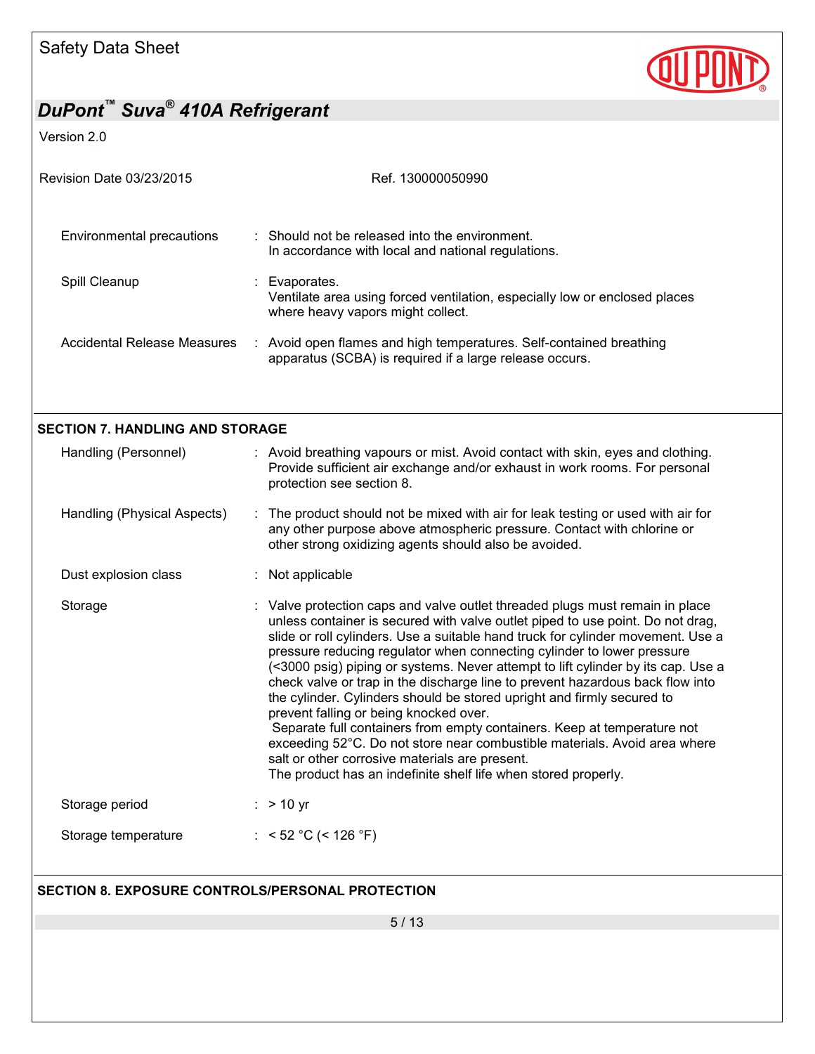| | | |
|---|---|---|
| Environmental precautions | : | Should not be released into the environment. In accordance with local and national regulations. |
| Spill Cleanup | : | Evaporates. Ventilate area using forced ventilation, especially low or enclosed places where heavy vapors might collect. |
| Accidental Release Measures | : | Avoid open flames and high temperatures. Self-contained breathing apparatus (SCBA) is required if a large release occurs. |

## SECTION 7. HANDLING AND STORAGE

| | | |
|---|---|---|
| Handling (Personnel) | : | Avoid breathing vapours or mist. Avoid contact with skin, eyes and clothing. Provide sufficient air exchange and/or exhaust in work rooms. For personal protection see section 8. |
| Handling (Physical Aspects) | : | The product should not be mixed with air for leak testing or used with air for any other purpose above atmospheric pressure. Contact with chlorine or other strong oxidizing agents should also be avoided. |
| Dust explosion class | : | Not applicable |
| Storage | : | Valve protection caps and valve outlet threaded plugs must remain in place unless container is secured with valve outlet piped to use point. Do not drag, slide or roll cylinders. Use a suitable hand truck for cylinder movement. Use a pressure reducing regulator when connecting cylinder to lower pressure (<3000 psig) piping or systems. Never attempt to lift cylinder by its cap. Use a check valve or trap in the discharge line to prevent hazardous back flow into the cylinder. Cylinders should be stored upright and firmly secured to prevent falling or being knocked over. Separate full containers from empty containers. Keep at temperature not exceeding 52°C. Do not store near combustible materials. Avoid area where salt or other corrosive materials are present. The product has an indefinite shelf life when stored properly. |
| Storage period | : | > 10 yr |
| Storage temperature | : | < 52 °C (< 126 °F) |

## SECTION 8. EXPOSURE CONTROLS/PERSONAL PROTECTION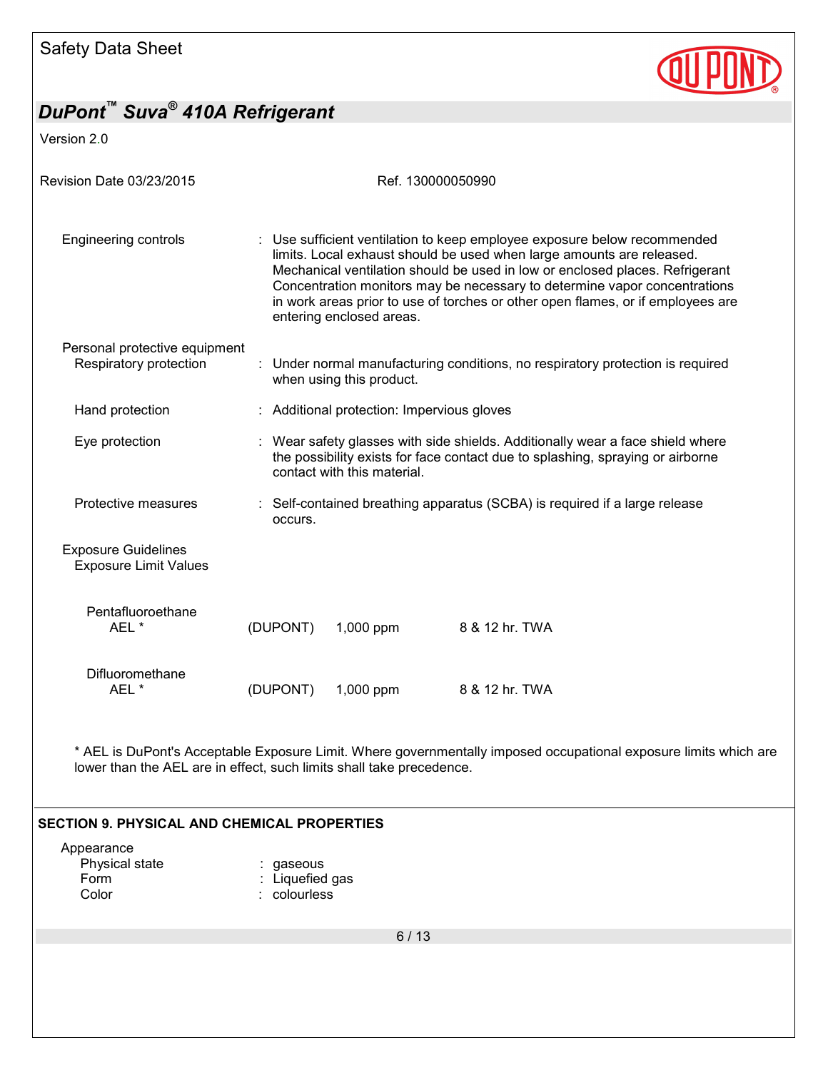Engineering controls : Use sufficient ventilation to keep employee exposure below recommended limits. Local exhaust should be used when large amounts are released. Mechanical ventilation should be used in low or enclosed places. Refrigerant Concentration monitors may be necessary to determine vapor concentrations in work areas prior to use of torches or other open flames, or if employees are entering enclosed areas.

Personal protective equipment

Respiratory protection : Under normal manufacturing conditions, no respiratory protection is required when using this product.

Hand protection : Additional protection: Impervious gloves

Eye protection : Wear safety glasses with side shields. Additionally wear a face shield where the possibility exists for face contact due to splashing, spraying or airborne contact with this material.

Protective measures : Self-contained breathing apparatus (SCBA) is required if a large release occurs.

Exposure Guidelines

Exposure Limit Values

| Component | Source | Value | Type |
|---|---|---|---|
| Pentafluoroethane AEL * | (DUPONT) | 1,000 ppm | 8 & 12 hr. TWA |
| Difluoromethane AEL * | (DUPONT) | 1,000 ppm | 8 & 12 hr. TWA |

* AEL is DuPont's Acceptable Exposure Limit. Where governmentally imposed occupational exposure limits which are lower than the AEL are in effect, such limits shall take precedence.

## SECTION 9. PHYSICAL AND CHEMICAL PROPERTIES

Appearance

Physical state : gaseous

Form : Liquefied gas

Color : colourless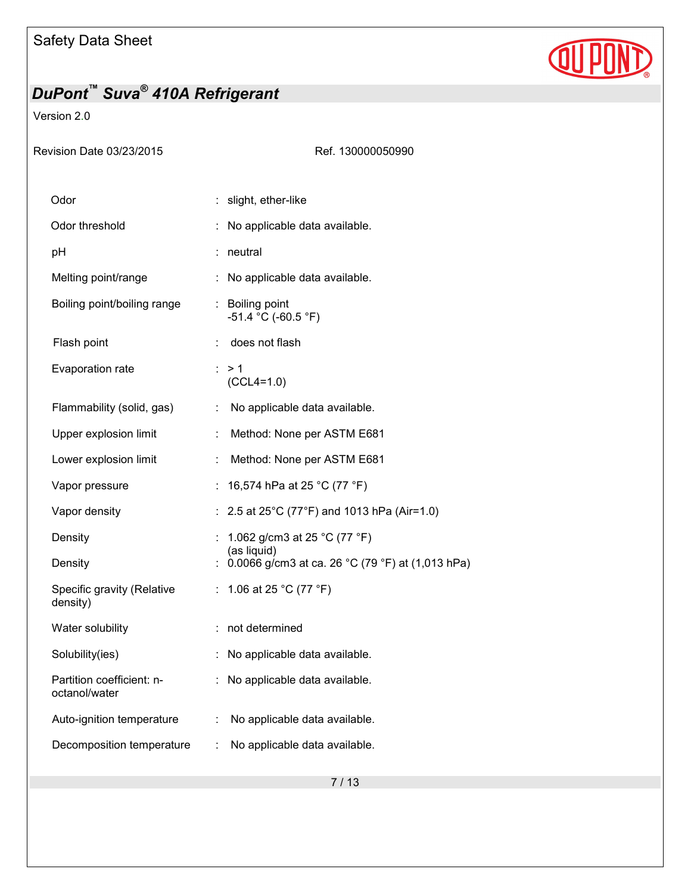| | | |
|---|---|---|
| Odor | : | slight, ether-like |
| Odor threshold | : | No applicable data available. |
| pH | : | neutral |
| Melting point/range | : | No applicable data available. |
| Boiling point/boiling range | : | Boiling point<br>-51.4 °C (-60.5 °F) |
| Flash point | : | does not flash |
| Evaporation rate | : | > 1<br>(CCL4=1.0) |
| Flammability (solid, gas) | : | No applicable data available. |
| Upper explosion limit | : | Method: None per ASTM E681 |
| Lower explosion limit | : | Method: None per ASTM E681 |
| Vapor pressure | : | 16,574 hPa at 25 °C (77 °F) |
| Vapor density | : | 2.5 at 25°C (77°F) and 1013 hPa (Air=1.0) |
| Density | : | 1.062 g/cm3 at 25 °C (77 °F)<br>(as liquid) |
| Density | : | 0.0066 g/cm3 at ca. 26 °C (79 °F) at (1,013 hPa) |
| Specific gravity (Relative density) | : | 1.06 at 25 °C (77 °F) |
| Water solubility | : | not determined |
| Solubility(ies) | : | No applicable data available. |
| Partition coefficient: n-octanol/water | : | No applicable data available. |
| Auto-ignition temperature | : | No applicable data available. |
| Decomposition temperature | : | No applicable data available. |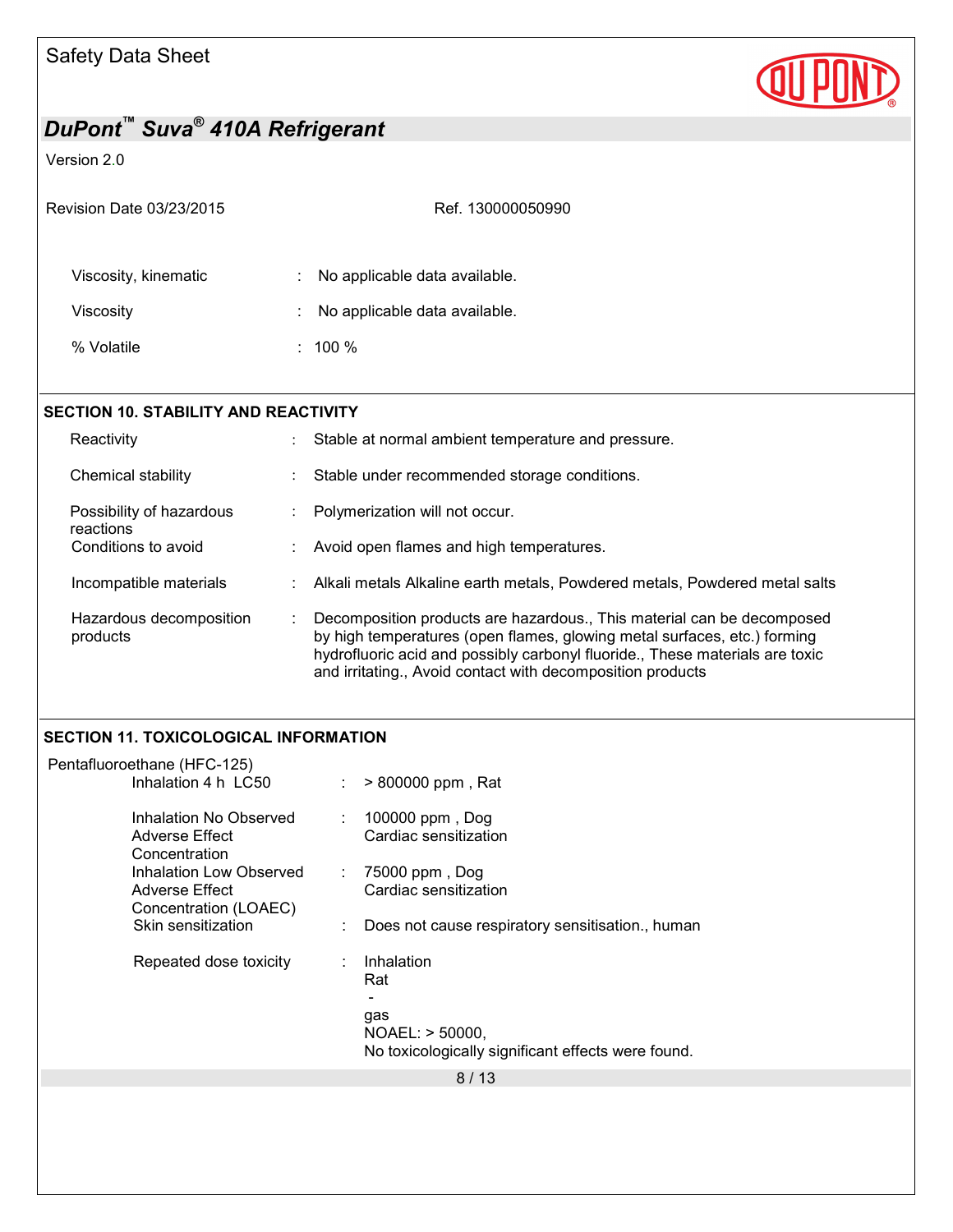| | | |
|---|---|---|
| Viscosity, kinematic | : | No applicable data available. |
| Viscosity | : | No applicable data available. |
| % Volatile | : | 100 % |

## SECTION 10. STABILITY AND REACTIVITY

| | | |
|---|---|---|
| Reactivity | : | Stable at normal ambient temperature and pressure. |
| Chemical stability | : | Stable under recommended storage conditions. |
| Possibility of hazardous reactions | : | Polymerization will not occur. |
| Conditions to avoid | : | Avoid open flames and high temperatures. |
| Incompatible materials | : | Alkali metals Alkaline earth metals, Powdered metals, Powdered metal salts |
| Hazardous decomposition products | : | Decomposition products are hazardous., This material can be decomposed by high temperatures (open flames, glowing metal surfaces, etc.) forming hydrofluoric acid and possibly carbonyl fluoride., These materials are toxic and irritating., Avoid contact with decomposition products |

## SECTION 11. TOXICOLOGICAL INFORMATION

Pentafluoroethane (HFC-125)

| | | |
|---|---|---|
| Inhalation 4 h LC50 | : | > 800000 ppm , Rat |
| Inhalation No Observed Adverse Effect Concentration | : | 100000 ppm , Dog<br>Cardiac sensitization |
| Inhalation Low Observed Adverse Effect Concentration (LOAEC) | : | 75000 ppm , Dog<br>Cardiac sensitization |
| Skin sensitization | : | Does not cause respiratory sensitisation., human |
| Repeated dose toxicity | : | Inhalation<br>Rat<br>-<br>gas<br>NOAEL: > 50000,<br>No toxicologically significant effects were found. |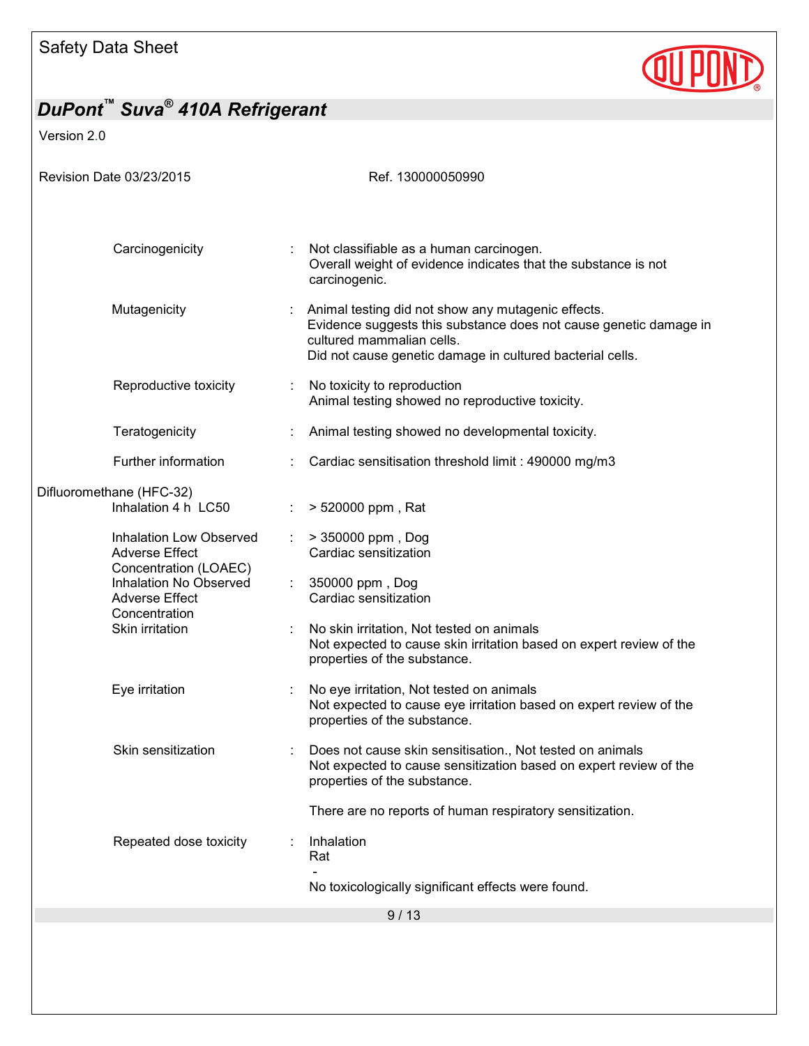| | | |
|---|---|---|
| Carcinogenicity | : | Not classifiable as a human carcinogen.<br>Overall weight of evidence indicates that the substance is not carcinogenic. |
| Mutagenicity | : | Animal testing did not show any mutagenic effects.<br>Evidence suggests this substance does not cause genetic damage in cultured mammalian cells.<br>Did not cause genetic damage in cultured bacterial cells. |
| Reproductive toxicity | : | No toxicity to reproduction<br>Animal testing showed no reproductive toxicity. |
| Teratogenicity | : | Animal testing showed no developmental toxicity. |
| Further information | : | Cardiac sensitisation threshold limit : 490000 mg/m3 |

Difluoromethane (HFC-32)

| | | |
|---|---|---|
| Inhalation 4 h LC50 | : | > 520000 ppm , Rat |
| Inhalation Low Observed Adverse Effect Concentration (LOAEC) | : | > 350000 ppm , Dog<br>Cardiac sensitization |
| Inhalation No Observed Adverse Effect Concentration | : | 350000 ppm , Dog<br>Cardiac sensitization |
| Skin irritation | : | No skin irritation, Not tested on animals<br>Not expected to cause skin irritation based on expert review of the properties of the substance. |
| Eye irritation | : | No eye irritation, Not tested on animals<br>Not expected to cause eye irritation based on expert review of the properties of the substance. |
| Skin sensitization | : | Does not cause skin sensitisation., Not tested on animals<br>Not expected to cause sensitization based on expert review of the properties of the substance.<br><br>There are no reports of human respiratory sensitization. |
| Repeated dose toxicity | : | Inhalation<br>Rat<br>-<br>No toxicologically significant effects were found. |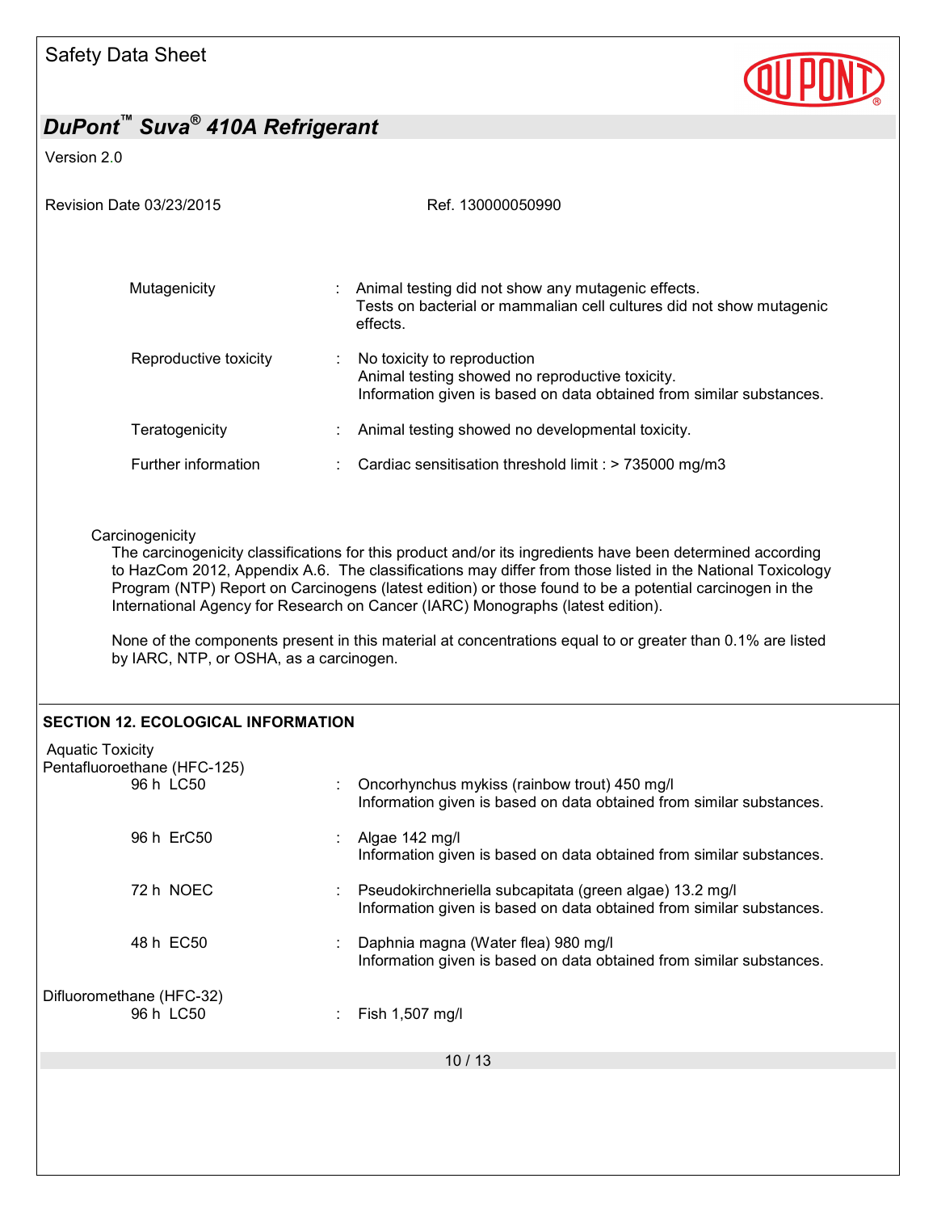| | | |
|---|---|---|
| Mutagenicity | : | Animal testing did not show any mutagenic effects.<br>Tests on bacterial or mammalian cell cultures did not show mutagenic effects. |
| Reproductive toxicity | : | No toxicity to reproduction<br>Animal testing showed no reproductive toxicity.<br>Information given is based on data obtained from similar substances. |
| Teratogenicity | : | Animal testing showed no developmental toxicity. |
| Further information | : | Cardiac sensitisation threshold limit : > 735000 mg/m3 |

Carcinogenicity

The carcinogenicity classifications for this product and/or its ingredients have been determined according to HazCom 2012, Appendix A.6. The classifications may differ from those listed in the National Toxicology Program (NTP) Report on Carcinogens (latest edition) or those found to be a potential carcinogen in the International Agency for Research on Cancer (IARC) Monographs (latest edition).

None of the components present in this material at concentrations equal to or greater than 0.1% are listed by IARC, NTP, or OSHA, as a carcinogen.

## SECTION 12. ECOLOGICAL INFORMATION

Aquatic Toxicity

Pentafluoroethane (HFC-125)

| | | |
|---|---|---|
| 96 h LC50 | : | Oncorhynchus mykiss (rainbow trout) 450 mg/l<br>Information given is based on data obtained from similar substances. |
| 96 h ErC50 | : | Algae 142 mg/l<br>Information given is based on data obtained from similar substances. |
| 72 h NOEC | : | Pseudokirchneriella subcapitata (green algae) 13.2 mg/l<br>Information given is based on data obtained from similar substances. |
| 48 h EC50 | : | Daphnia magna (Water flea) 980 mg/l<br>Information given is based on data obtained from similar substances. |

Difluoromethane (HFC-32)

| | | |
|---|---|---|
| 96 h LC50 | : | Fish 1,507 mg/l |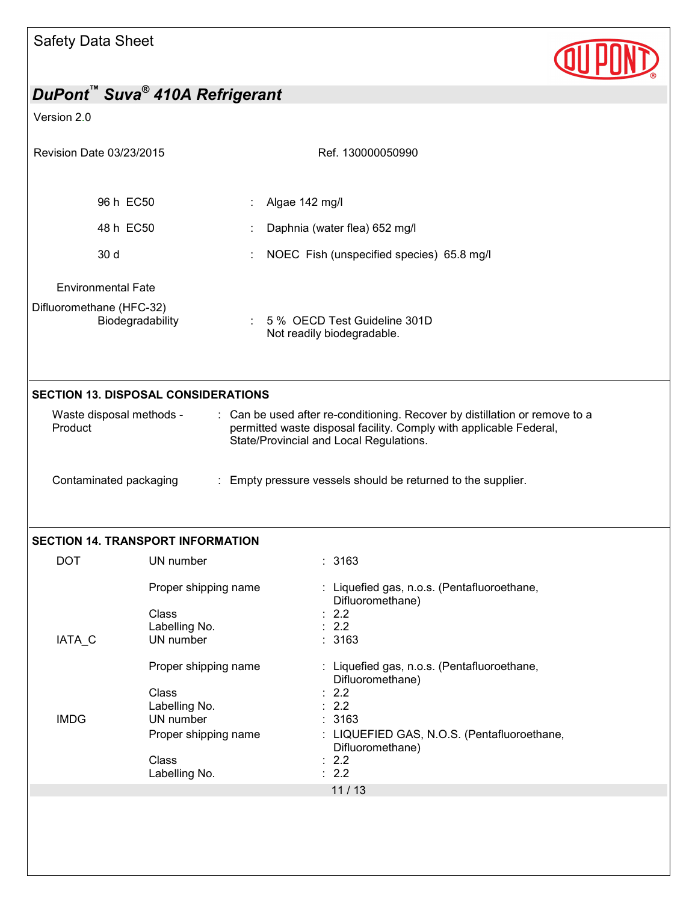| | | |
|---|---|---|
| 96 h EC50 | : | Algae 142 mg/l |
| 48 h EC50 | : | Daphnia (water flea) 652 mg/l |
| 30 d | : | NOEC Fish (unspecified species) 65.8 mg/l |

Environmental Fate

Difluoromethane (HFC-32)

| | | |
|---|---|---|
| Biodegradability | : | 5 % OECD Test Guideline 301D<br>Not readily biodegradable. |

## SECTION 13. DISPOSAL CONSIDERATIONS

| | | |
|---|---|---|
| Waste disposal methods - Product | : | Can be used after re-conditioning. Recover by distillation or remove to a permitted waste disposal facility. Comply with applicable Federal, State/Provincial and Local Regulations. |
| Contaminated packaging | : | Empty pressure vessels should be returned to the supplier. |

## SECTION 14. TRANSPORT INFORMATION

| | | |
|---|---|---|
| DOT | UN number | : 3163 |
| | Proper shipping name | : Liquefied gas, n.o.s. (Pentafluoroethane, Difluoromethane) |
| | Class | : 2.2 |
| | Labelling No. | : 2.2 |
| IATA_C | UN number | : 3163 |
| | Proper shipping name | : Liquefied gas, n.o.s. (Pentafluoroethane, Difluoromethane) |
| | Class | : 2.2 |
| | Labelling No. | : 2.2 |
| IMDG | UN number | : 3163 |
| | Proper shipping name | : LIQUEFIED GAS, N.O.S. (Pentafluoroethane, Difluoromethane) |
| | Class | : 2.2 |
| | Labelling No. | : 2.2 |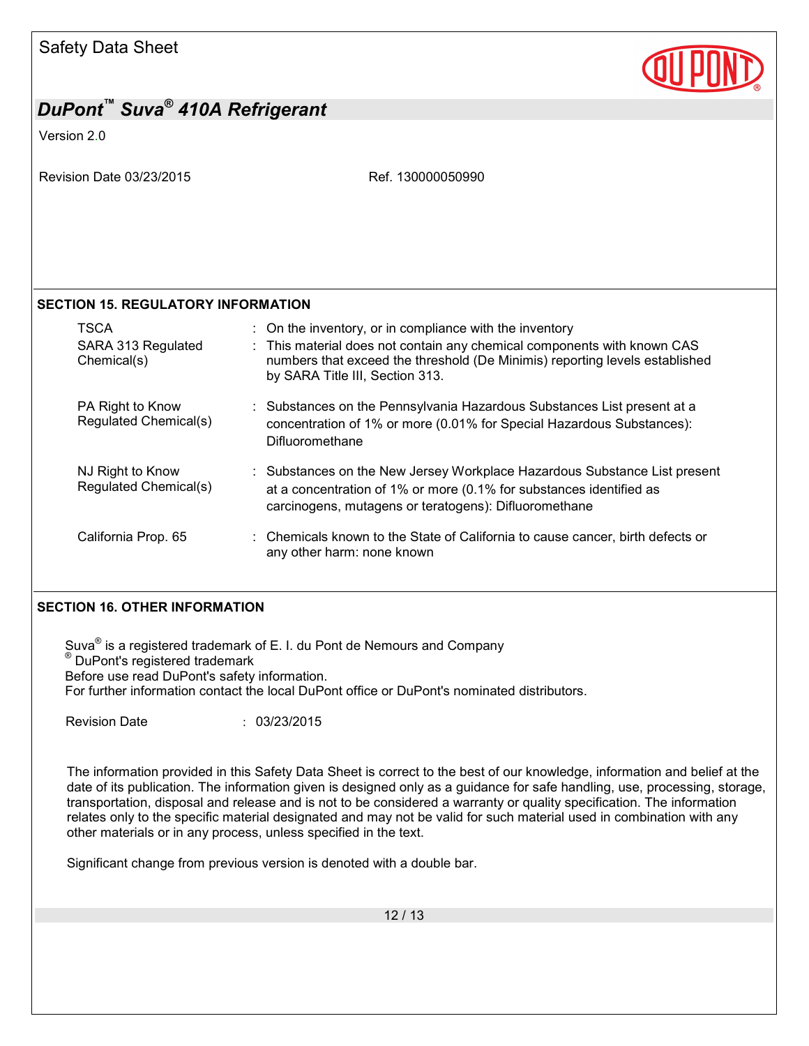## SECTION 15. REGULATORY INFORMATION

| | |
|---|---|
| TSCA | : On the inventory, or in compliance with the inventory |
| SARA 313 Regulated Chemical(s) | : This material does not contain any chemical components with known CAS numbers that exceed the threshold (De Minimis) reporting levels established by SARA Title III, Section 313. |
| PA Right to Know Regulated Chemical(s) | : Substances on the Pennsylvania Hazardous Substances List present at a concentration of 1% or more (0.01% for Special Hazardous Substances): Difluoromethane |
| NJ Right to Know Regulated Chemical(s) | : Substances on the New Jersey Workplace Hazardous Substance List present at a concentration of 1% or more (0.1% for substances identified as carcinogens, mutagens or teratogens): Difluoromethane |
| California Prop. 65 | : Chemicals known to the State of California to cause cancer, birth defects or any other harm: none known |

## SECTION 16. OTHER INFORMATION

Suva® is a registered trademark of E. I. du Pont de Nemours and Company
® DuPont's registered trademark
Before use read DuPont's safety information.
For further information contact the local DuPont office or DuPont's nominated distributors.

Revision Date : 03/23/2015

The information provided in this Safety Data Sheet is correct to the best of our knowledge, information and belief at the date of its publication. The information given is designed only as a guidance for safe handling, use, processing, storage, transportation, disposal and release and is not to be considered a warranty or quality specification. The information relates only to the specific material designated and may not be valid for such material used in combination with any other materials or in any process, unless specified in the text.

Significant change from previous version is denoted with a double bar.